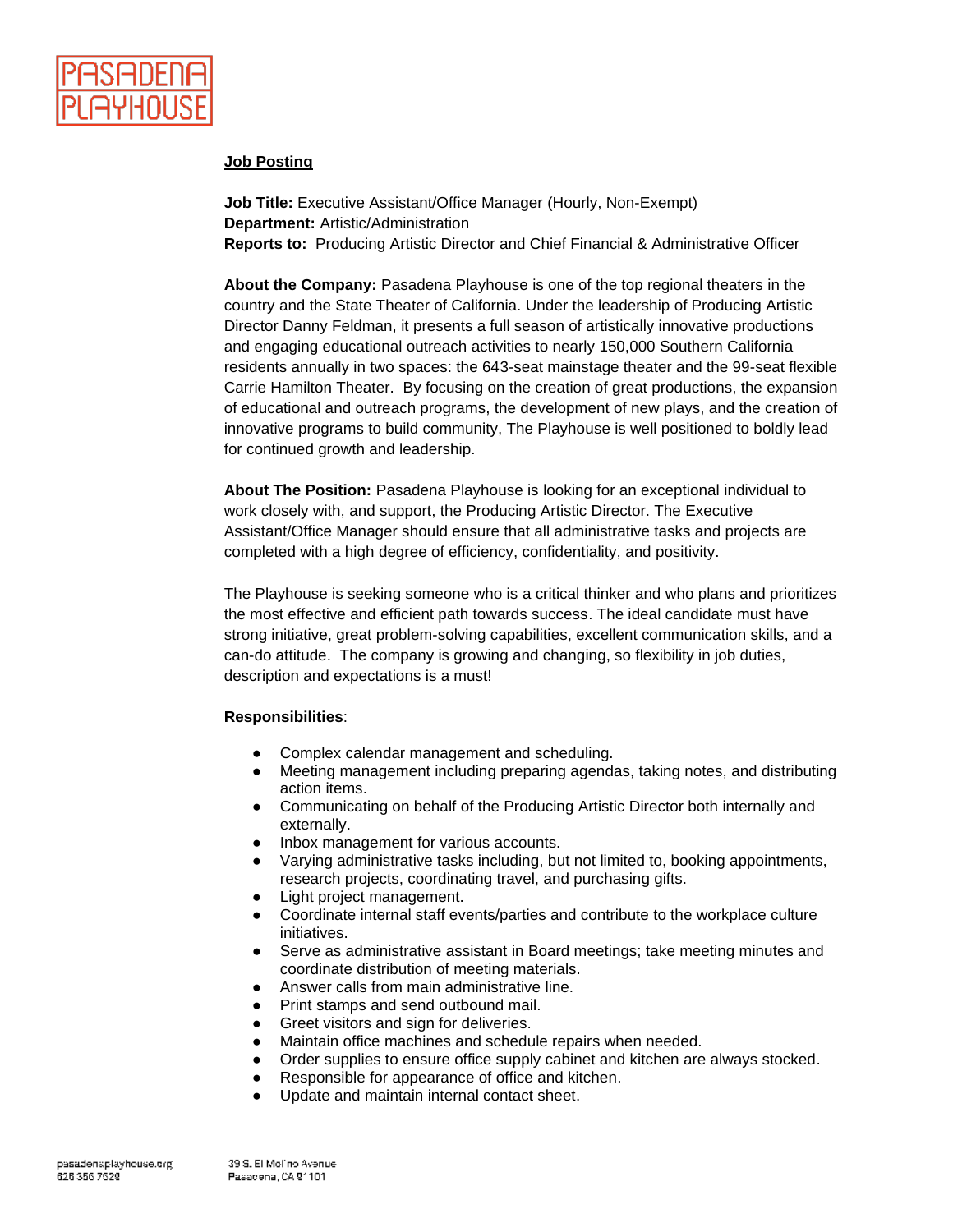PASADENA PLAYHOUSE

**Job Posting**

**Job Title:** Executive Assistant/Office Manager (Hourly, Non-Exempt)
**Department:** Artistic/Administration
**Reports to:** Producing Artistic Director and Chief Financial & Administrative Officer

**About the Company:** Pasadena Playhouse is one of the top regional theaters in the country and the State Theater of California. Under the leadership of Producing Artistic Director Danny Feldman, it presents a full season of artistically innovative productions and engaging educational outreach activities to nearly 150,000 Southern California residents annually in two spaces: the 643-seat mainstage theater and the 99-seat flexible Carrie Hamilton Theater. By focusing on the creation of great productions, the expansion of educational and outreach programs, the development of new plays, and the creation of innovative programs to build community, The Playhouse is well positioned to boldly lead for continued growth and leadership.

**About The Position:** Pasadena Playhouse is looking for an exceptional individual to work closely with, and support, the Producing Artistic Director. The Executive Assistant/Office Manager should ensure that all administrative tasks and projects are completed with a high degree of efficiency, confidentiality, and positivity.

The Playhouse is seeking someone who is a critical thinker and who plans and prioritizes the most effective and efficient path towards success. The ideal candidate must have strong initiative, great problem-solving capabilities, excellent communication skills, and a can-do attitude. The company is growing and changing, so flexibility in job duties, description and expectations is a must!

**Responsibilities**:

- Complex calendar management and scheduling.
- Meeting management including preparing agendas, taking notes, and distributing action items.
- Communicating on behalf of the Producing Artistic Director both internally and externally.
- Inbox management for various accounts.
- Varying administrative tasks including, but not limited to, booking appointments, research projects, coordinating travel, and purchasing gifts.
- Light project management.
- Coordinate internal staff events/parties and contribute to the workplace culture initiatives.
- Serve as administrative assistant in Board meetings; take meeting minutes and coordinate distribution of meeting materials.
- Answer calls from main administrative line.
- Print stamps and send outbound mail.
- Greet visitors and sign for deliveries.
- Maintain office machines and schedule repairs when needed.
- Order supplies to ensure office supply cabinet and kitchen are always stocked.
- Responsible for appearance of office and kitchen.
- Update and maintain internal contact sheet.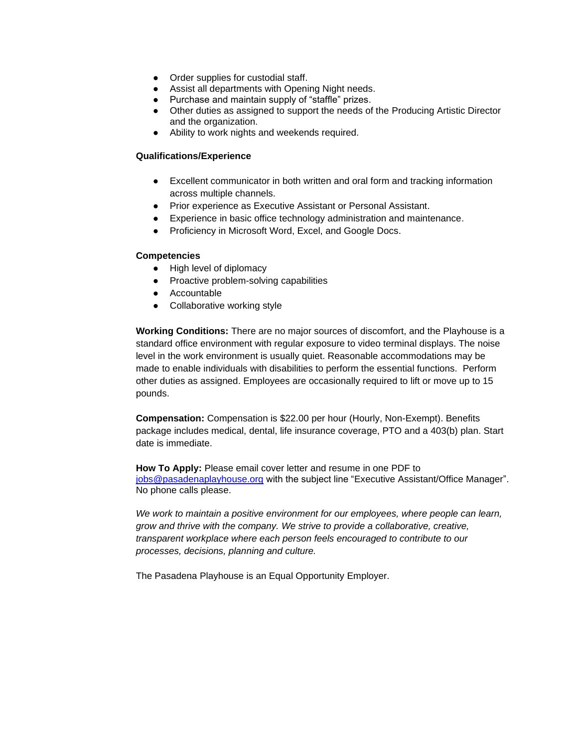- Order supplies for custodial staff.
- Assist all departments with Opening Night needs.
- Purchase and maintain supply of “staffle” prizes.
- Other duties as assigned to support the needs of the Producing Artistic Director and the organization.
- Ability to work nights and weekends required.

**Qualifications/Experience**

- Excellent communicator in both written and oral form and tracking information across multiple channels.
- Prior experience as Executive Assistant or Personal Assistant.
- Experience in basic office technology administration and maintenance.
- Proficiency in Microsoft Word, Excel, and Google Docs.

**Competencies**

- High level of diplomacy
- Proactive problem-solving capabilities
- Accountable
- Collaborative working style

**Working Conditions:** There are no major sources of discomfort, and the Playhouse is a standard office environment with regular exposure to video terminal displays. The noise level in the work environment is usually quiet. Reasonable accommodations may be made to enable individuals with disabilities to perform the essential functions. Perform other duties as assigned. Employees are occasionally required to lift or move up to 15 pounds.

**Compensation:** Compensation is $22.00 per hour (Hourly, Non-Exempt). Benefits package includes medical, dental, life insurance coverage, PTO and a 403(b) plan. Start date is immediate.

**How To Apply:** Please email cover letter and resume in one PDF to jobs@pasadenaplayhouse.org with the subject line “Executive Assistant/Office Manager”. No phone calls please.

*We work to maintain a positive environment for our employees, where people can learn, grow and thrive with the company. We strive to provide a collaborative, creative, transparent workplace where each person feels encouraged to contribute to our processes, decisions, planning and culture.*

The Pasadena Playhouse is an Equal Opportunity Employer.